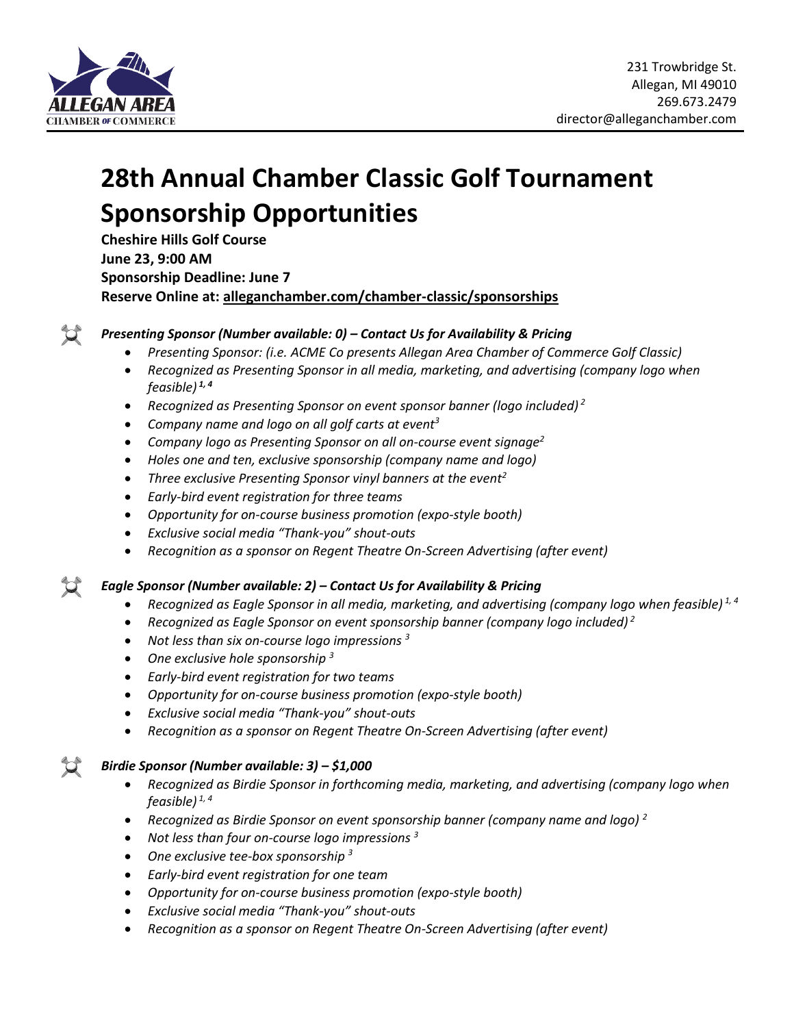ALLEGAN AREA CHAMBER of COMMERCE

231 Trowbridge St.
Allegan, MI 49010
269.673.2479
director@alleganchamber.com

# 28th Annual Chamber Classic Golf Tournament Sponsorship Opportunities

**Cheshire Hills Golf Course**
**June 23, 9:00 AM**
**Sponsorship Deadline: June 7**
**Reserve Online at: alleganchamber.com/chamber-classic/sponsorships**

### *Presenting Sponsor (Number available: 0) – Contact Us for Availability & Pricing*

- *Presenting Sponsor: (i.e. ACME Co presents Allegan Area Chamber of Commerce Golf Classic)*
- *Recognized as Presenting Sponsor in all media, marketing, and advertising (company logo when feasible)* [1, 4]
- *Recognized as Presenting Sponsor on event sponsor banner (logo included)* [2]
- *Company name and logo on all golf carts at event* [3]
- *Company logo as Presenting Sponsor on all on-course event signage* [2]
- *Holes one and ten, exclusive sponsorship (company name and logo)*
- *Three exclusive Presenting Sponsor vinyl banners at the event* [2]
- *Early-bird event registration for three teams*
- *Opportunity for on-course business promotion (expo-style booth)*
- *Exclusive social media "Thank-you" shout-outs*
- *Recognition as a sponsor on Regent Theatre On-Screen Advertising (after event)*

### *Eagle Sponsor (Number available: 2) – Contact Us for Availability & Pricing*

- *Recognized as Eagle Sponsor in all media, marketing, and advertising (company logo when feasible)* [1, 4]
- *Recognized as Eagle Sponsor on event sponsorship banner (company logo included)* [2]
- *Not less than six on-course logo impressions* [3]
- *One exclusive hole sponsorship* [3]
- *Early-bird event registration for two teams*
- *Opportunity for on-course business promotion (expo-style booth)*
- *Exclusive social media "Thank-you" shout-outs*
- *Recognition as a sponsor on Regent Theatre On-Screen Advertising (after event)*

### *Birdie Sponsor (Number available: 3) – $1,000*

- *Recognized as Birdie Sponsor in forthcoming media, marketing, and advertising (company logo when feasible)* [1, 4]
- *Recognized as Birdie Sponsor on event sponsorship banner (company name and logo)* [2]
- *Not less than four on-course logo impressions* [3]
- *One exclusive tee-box sponsorship* [3]
- *Early-bird event registration for one team*
- *Opportunity for on-course business promotion (expo-style booth)*
- *Exclusive social media "Thank-you" shout-outs*
- *Recognition as a sponsor on Regent Theatre On-Screen Advertising (after event)*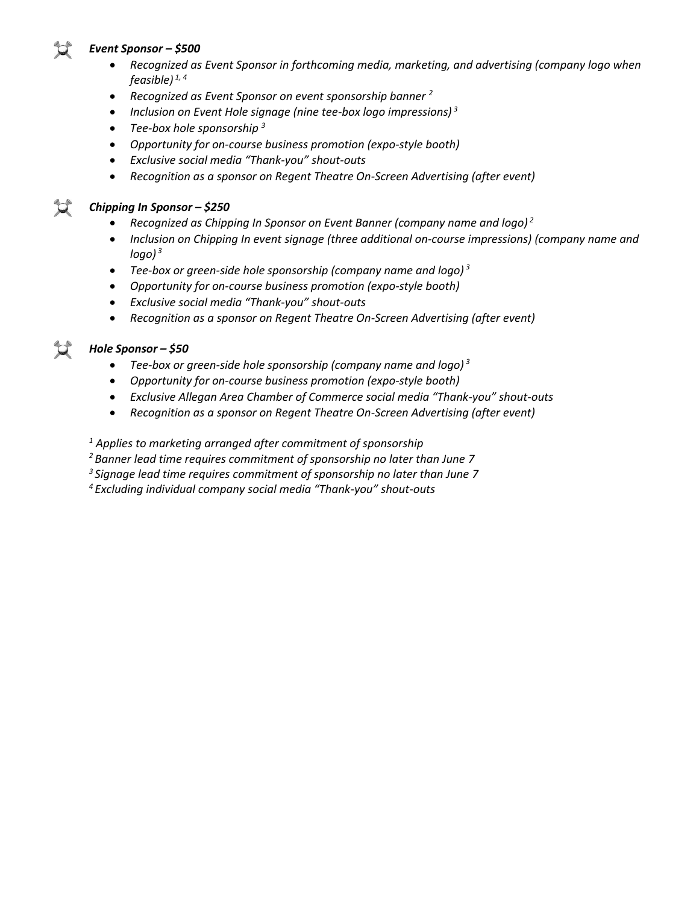***Event Sponsor – $500***

- *Recognized as Event Sponsor in forthcoming media, marketing, and advertising (company logo when feasible)* [1, 4]
- *Recognized as Event Sponsor on event sponsorship banner* [2]
- *Inclusion on Event Hole signage (nine tee-box logo impressions)* [3]
- *Tee-box hole sponsorship* [3]
- *Opportunity for on-course business promotion (expo-style booth)*
- *Exclusive social media "Thank-you" shout-outs*
- *Recognition as a sponsor on Regent Theatre On-Screen Advertising (after event)*

***Chipping In Sponsor – $250***

- *Recognized as Chipping In Sponsor on Event Banner (company name and logo)* [2]
- *Inclusion on Chipping In event signage (three additional on-course impressions) (company name and logo)* [3]
- *Tee-box or green-side hole sponsorship (company name and logo)* [3]
- *Opportunity for on-course business promotion (expo-style booth)*
- *Exclusive social media "Thank-you" shout-outs*
- *Recognition as a sponsor on Regent Theatre On-Screen Advertising (after event)*

***Hole Sponsor – $50***

- *Tee-box or green-side hole sponsorship (company name and logo)* [3]
- *Opportunity for on-course business promotion (expo-style booth)*
- *Exclusive Allegan Area Chamber of Commerce social media "Thank-you" shout-outs*
- *Recognition as a sponsor on Regent Theatre On-Screen Advertising (after event)*

[1] *Applies to marketing arranged after commitment of sponsorship*
[2] *Banner lead time requires commitment of sponsorship no later than June 7*
[3] *Signage lead time requires commitment of sponsorship no later than June 7*
[4] *Excluding individual company social media "Thank-you" shout-outs*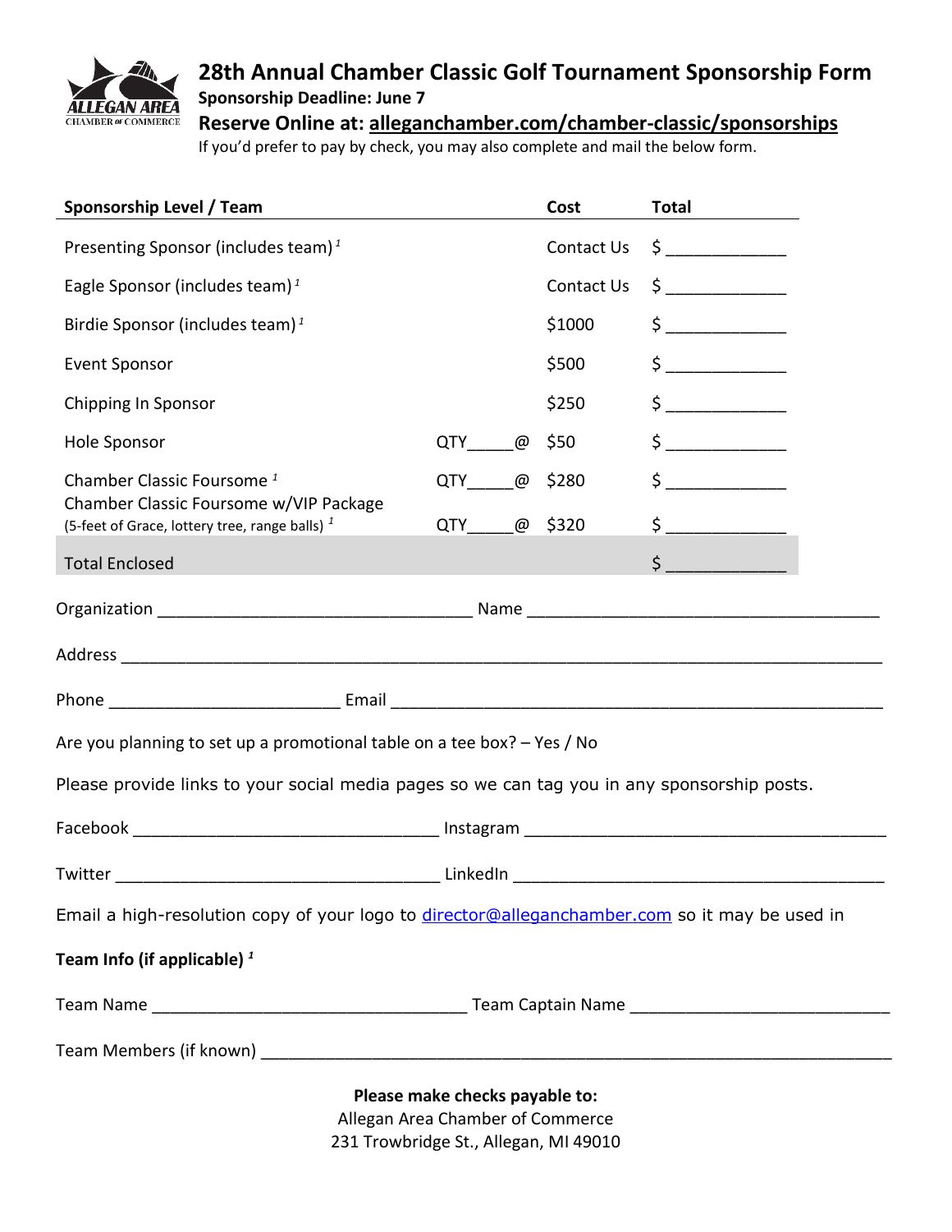# 28th Annual Chamber Classic Golf Tournament Sponsorship Form

**Sponsorship Deadline: June 7**

**Reserve Online at: alleganchamber.com/chamber-classic/sponsorships**

If you'd prefer to pay by check, you may also complete and mail the below form.

| Sponsorship Level / Team | | Cost | Total |
|---|---|---|---|
| Presenting Sponsor (includes team) [1] | | Contact Us | $ ____________ |
| Eagle Sponsor (includes team) [1] | | Contact Us | $ ____________ |
| Birdie Sponsor (includes team) [1] | | $1000 | $ ____________ |
| Event Sponsor | | $500 | $ ____________ |
| Chipping In Sponsor | | $250 | $ ____________ |
| Hole Sponsor | QTY_____@ | $50 | $ ____________ |
| Chamber Classic Foursome [1] | QTY_____@ | $280 | $ ____________ |
| Chamber Classic Foursome w/VIP Package (5-feet of Grace, lottery tree, range balls) [1] | QTY_____@ | $320 | $ ____________ |
| Total Enclosed | | | $ ____________ |

Organization ________________________________ Name ____________________________________

Address ______________________________________________________________________________

Phone _______________________ Email __________________________________________________

Are you planning to set up a promotional table on a tee box? – Yes / No

Please provide links to your social media pages so we can tag you in any sponsorship posts.

Facebook _______________________________ Instagram _____________________________________

Twitter _________________________________ LinkedIn ______________________________________

Email a high-resolution copy of your logo to director@alleganchamber.com so it may be used in

**Team Info (if applicable) [1]**

Team Name ________________________________ Team Captain Name __________________________

Team Members (if known) _______________________________________________________________

**Please make checks payable to:**

Allegan Area Chamber of Commerce

231 Trowbridge St., Allegan, MI 49010